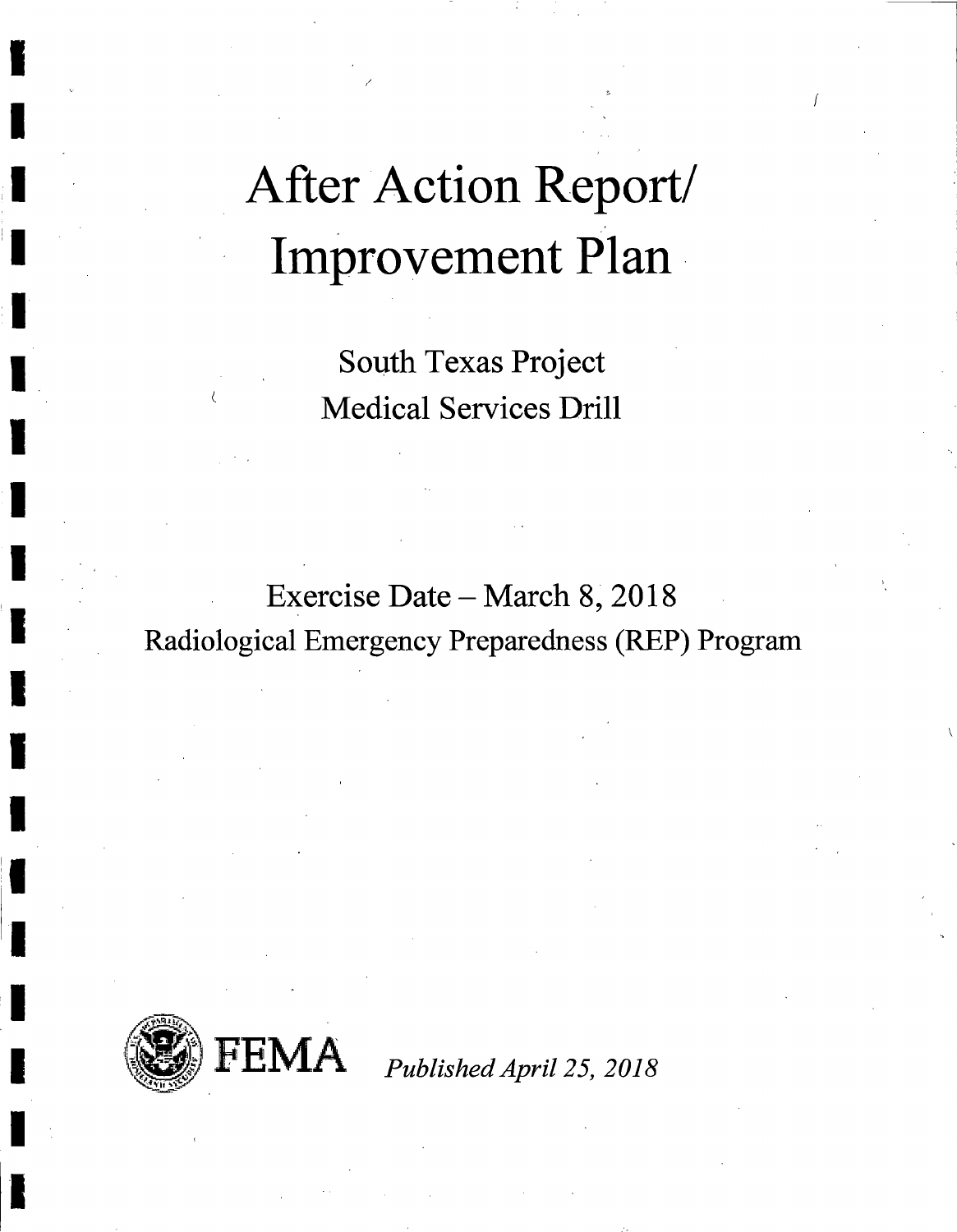# After Action Report/ Improvement Plan

South Texas Project
Medical Services Drill

Exercise Date – March 8, 2018
Radiological Emergency Preparedness (REP) Program

FEMA *Published April 25, 2018*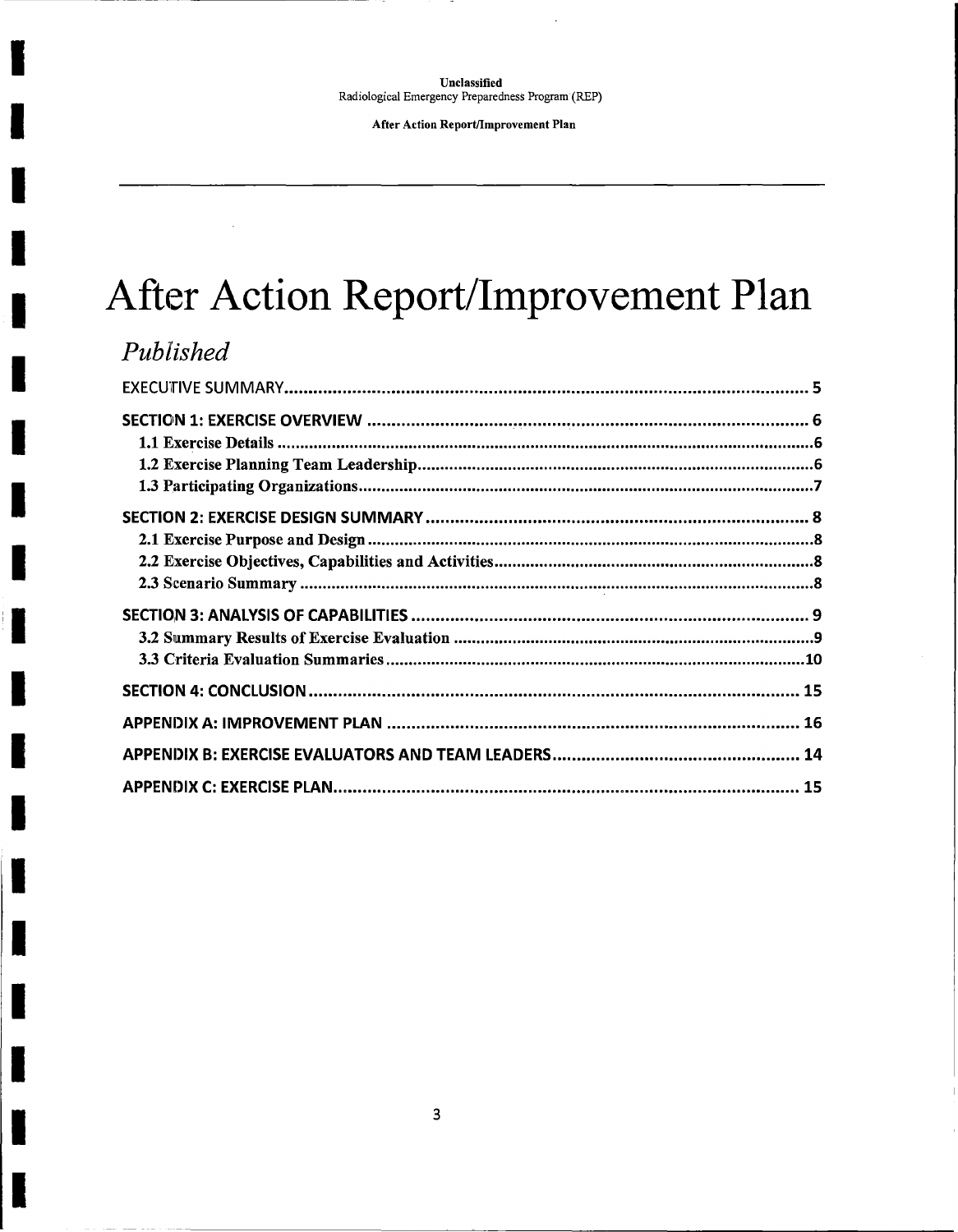# After Action Report/Improvement Plan

*Published*

EXECUTIVE SUMMARY ............................................................. 5

SECTION 1: EXERCISE OVERVIEW ............................................................. 6
- 1.1 Exercise Details ............................................................. 6
- 1.2 Exercise Planning Team Leadership ............................................................. 6
- 1.3 Participating Organizations ............................................................. 7

SECTION 2: EXERCISE DESIGN SUMMARY ............................................................. 8
- 2.1 Exercise Purpose and Design ............................................................. 8
- 2.2 Exercise Objectives, Capabilities and Activities ............................................................. 8
- 2.3 Scenario Summary ............................................................. 8

SECTION 3: ANALYSIS OF CAPABILITIES ............................................................. 9
- 3.2 Summary Results of Exercise Evaluation ............................................................. 9
- 3.3 Criteria Evaluation Summaries ............................................................. 10

SECTION 4: CONCLUSION ............................................................. 15

APPENDIX A: IMPROVEMENT PLAN ............................................................. 16

APPENDIX B: EXERCISE EVALUATORS AND TEAM LEADERS ............................................................. 14

APPENDIX C: EXERCISE PLAN ............................................................. 15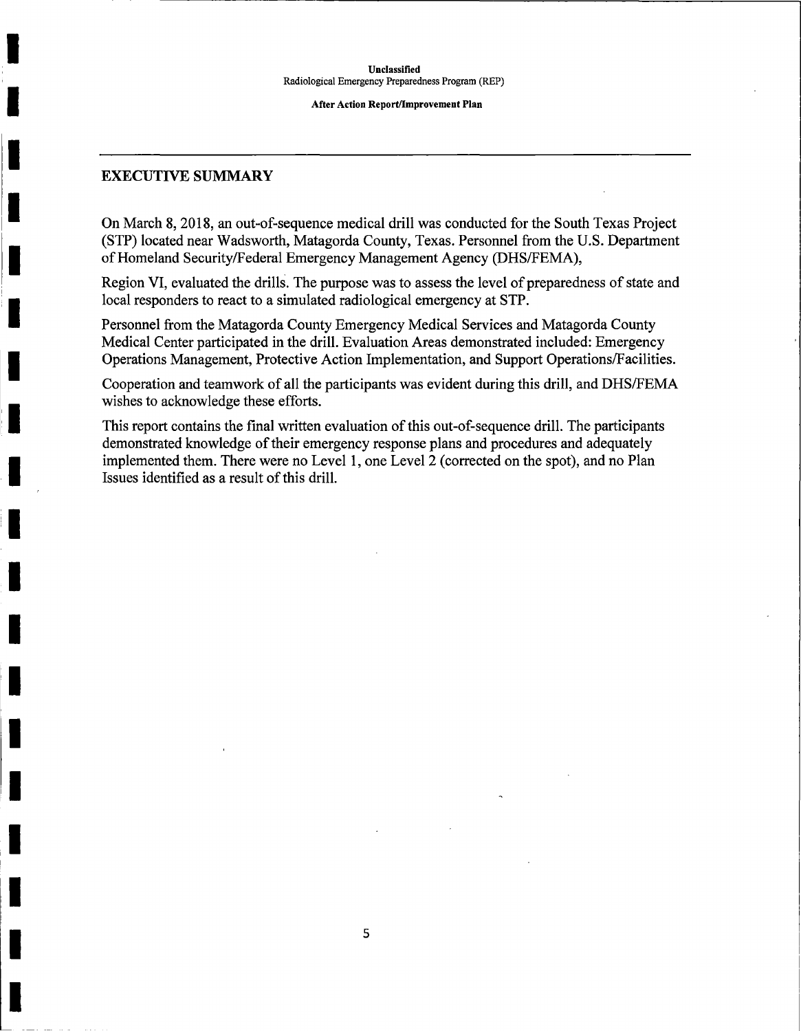## EXECUTIVE SUMMARY

On March 8, 2018, an out-of-sequence medical drill was conducted for the South Texas Project (STP) located near Wadsworth, Matagorda County, Texas. Personnel from the U.S. Department of Homeland Security/Federal Emergency Management Agency (DHS/FEMA),

Region VI, evaluated the drills. The purpose was to assess the level of preparedness of state and local responders to react to a simulated radiological emergency at STP.

Personnel from the Matagorda County Emergency Medical Services and Matagorda County Medical Center participated in the drill. Evaluation Areas demonstrated included: Emergency Operations Management, Protective Action Implementation, and Support Operations/Facilities.

Cooperation and teamwork of all the participants was evident during this drill, and DHS/FEMA wishes to acknowledge these efforts.

This report contains the final written evaluation of this out-of-sequence drill. The participants demonstrated knowledge of their emergency response plans and procedures and adequately implemented them. There were no Level 1, one Level 2 (corrected on the spot), and no Plan Issues identified as a result of this drill.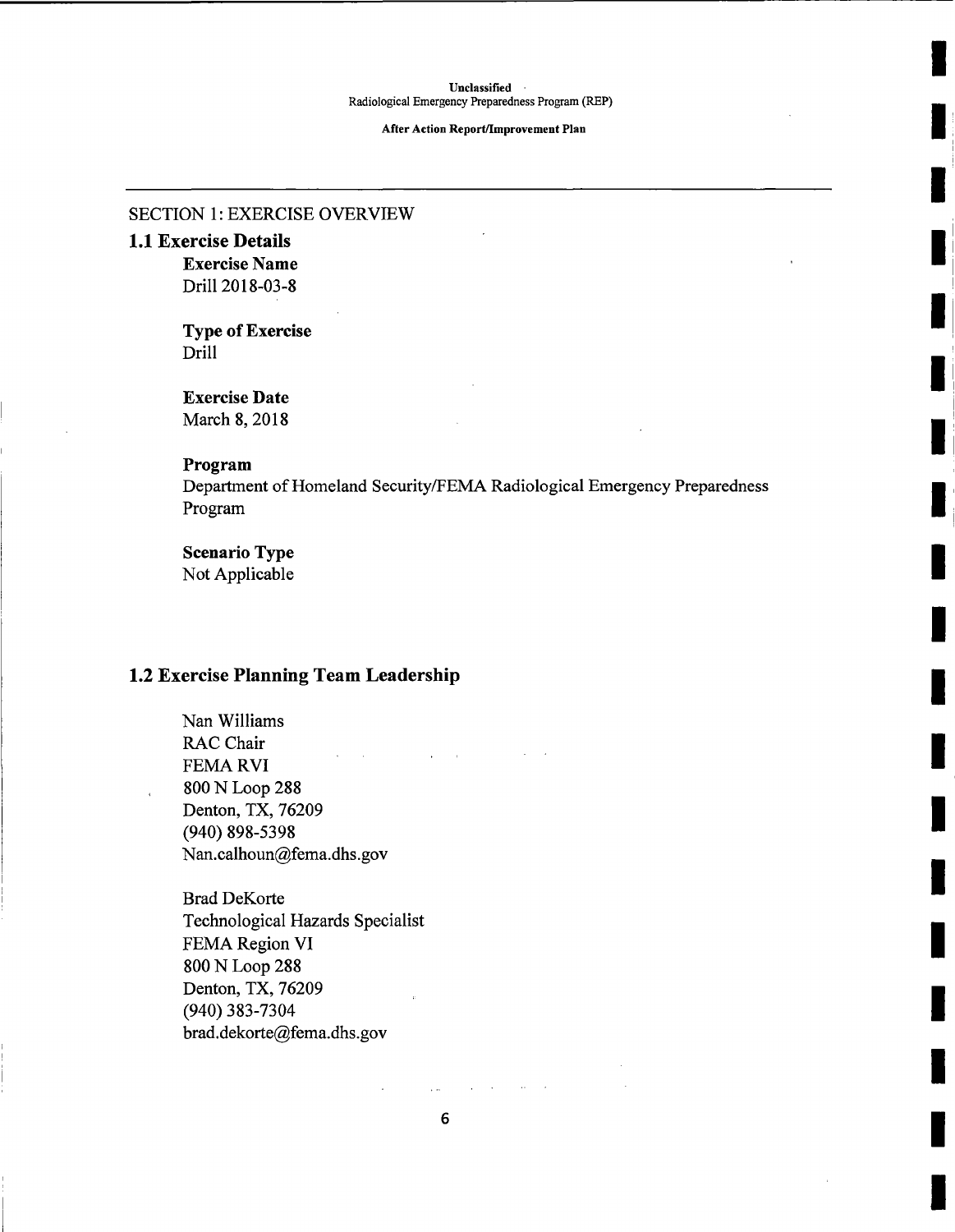## SECTION 1: EXERCISE OVERVIEW

### 1.1 Exercise Details

**Exercise Name**
Drill 2018-03-8

**Type of Exercise**
Drill

**Exercise Date**
March 8, 2018

**Program**
Department of Homeland Security/FEMA Radiological Emergency Preparedness Program

**Scenario Type**
Not Applicable

### 1.2 Exercise Planning Team Leadership

Nan Williams
RAC Chair
FEMA RVI
800 N Loop 288
Denton, TX, 76209
(940) 898-5398
Nan.calhoun@fema.dhs.gov

Brad DeKorte
Technological Hazards Specialist
FEMA Region VI
800 N Loop 288
Denton, TX, 76209
(940) 383-7304
brad.dekorte@fema.dhs.gov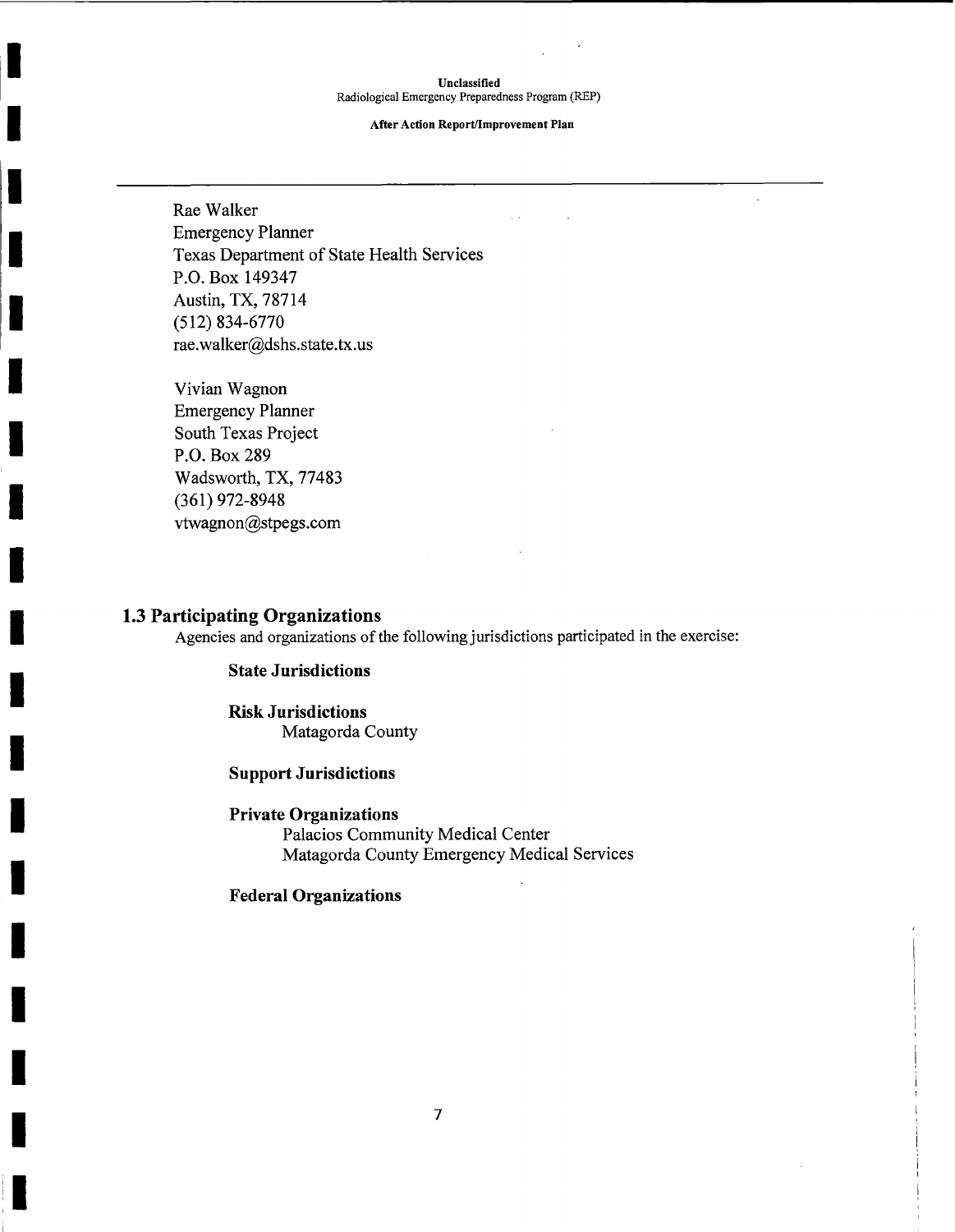Rae Walker
Emergency Planner
Texas Department of State Health Services
P.O. Box 149347
Austin, TX, 78714
(512) 834-6770
rae.walker@dshs.state.tx.us

Vivian Wagnon
Emergency Planner
South Texas Project
P.O. Box 289
Wadsworth, TX, 77483
(361) 972-8948
vtwagnon@stpegs.com

## 1.3 Participating Organizations

Agencies and organizations of the following jurisdictions participated in the exercise:

**State Jurisdictions**

**Risk Jurisdictions**
Matagorda County

**Support Jurisdictions**

**Private Organizations**
Palacios Community Medical Center
Matagorda County Emergency Medical Services

**Federal Organizations**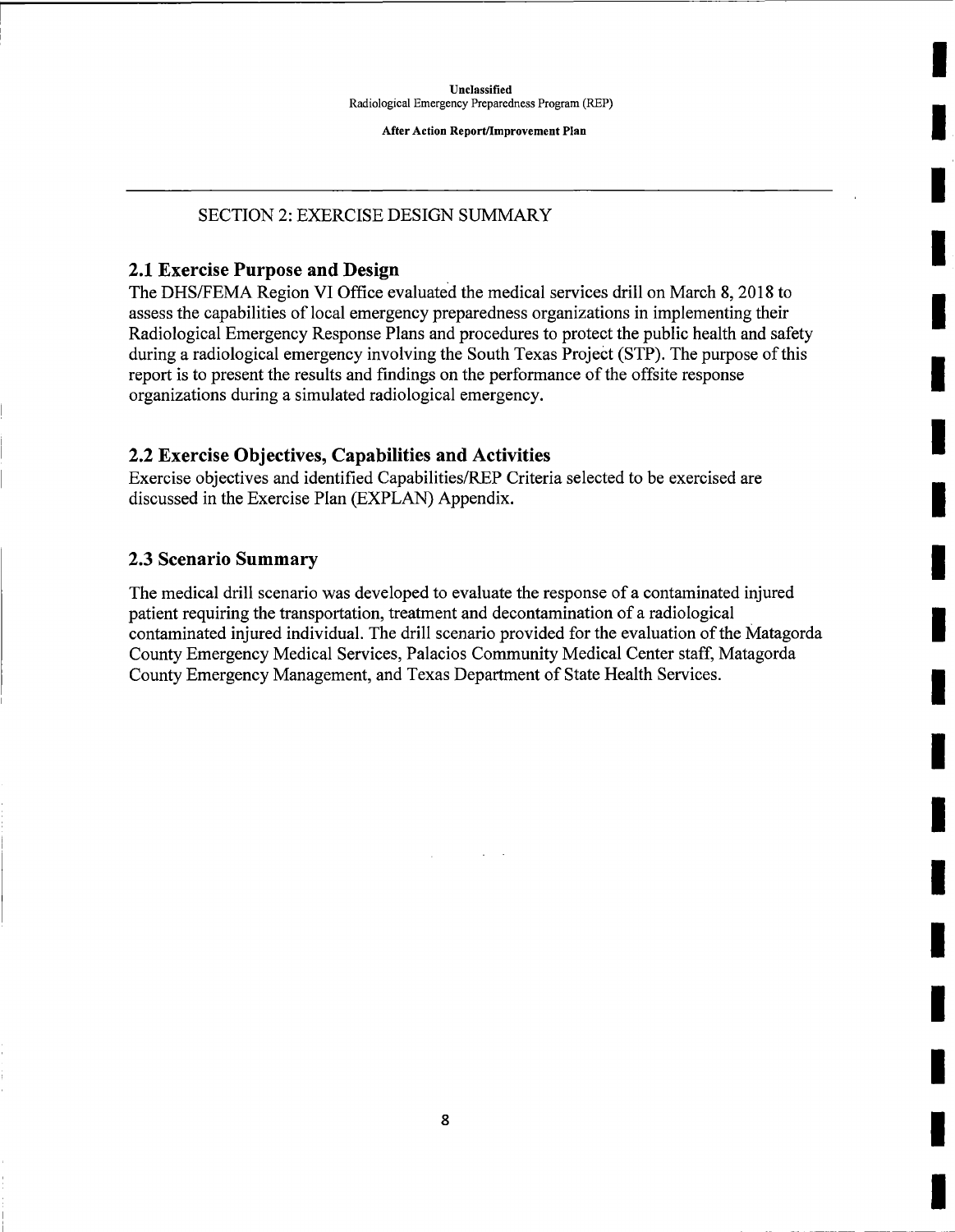# SECTION 2: EXERCISE DESIGN SUMMARY

## 2.1 Exercise Purpose and Design

The DHS/FEMA Region VI Office evaluated the medical services drill on March 8, 2018 to assess the capabilities of local emergency preparedness organizations in implementing their Radiological Emergency Response Plans and procedures to protect the public health and safety during a radiological emergency involving the South Texas Project (STP). The purpose of this report is to present the results and findings on the performance of the offsite response organizations during a simulated radiological emergency.

## 2.2 Exercise Objectives, Capabilities and Activities

Exercise objectives and identified Capabilities/REP Criteria selected to be exercised are discussed in the Exercise Plan (EXPLAN) Appendix.

## 2.3 Scenario Summary

The medical drill scenario was developed to evaluate the response of a contaminated injured patient requiring the transportation, treatment and decontamination of a radiological contaminated injured individual. The drill scenario provided for the evaluation of the Matagorda County Emergency Medical Services, Palacios Community Medical Center staff, Matagorda County Emergency Management, and Texas Department of State Health Services.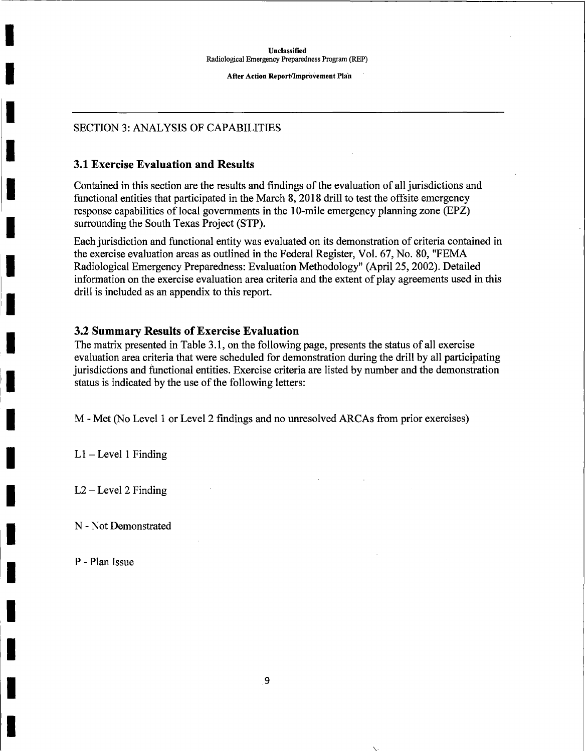## SECTION 3: ANALYSIS OF CAPABILITIES

### 3.1 Exercise Evaluation and Results

Contained in this section are the results and findings of the evaluation of all jurisdictions and functional entities that participated in the March 8, 2018 drill to test the offsite emergency response capabilities of local governments in the 10-mile emergency planning zone (EPZ) surrounding the South Texas Project (STP).

Each jurisdiction and functional entity was evaluated on its demonstration of criteria contained in the exercise evaluation areas as outlined in the Federal Register, Vol. 67, No. 80, "FEMA Radiological Emergency Preparedness: Evaluation Methodology" (April 25, 2002). Detailed information on the exercise evaluation area criteria and the extent of play agreements used in this drill is included as an appendix to this report.

### 3.2 Summary Results of Exercise Evaluation

The matrix presented in Table 3.1, on the following page, presents the status of all exercise evaluation area criteria that were scheduled for demonstration during the drill by all participating jurisdictions and functional entities. Exercise criteria are listed by number and the demonstration status is indicated by the use of the following letters:

M - Met (No Level 1 or Level 2 findings and no unresolved ARCAs from prior exercises)

L1 – Level 1 Finding

L2 – Level 2 Finding

N - Not Demonstrated

P - Plan Issue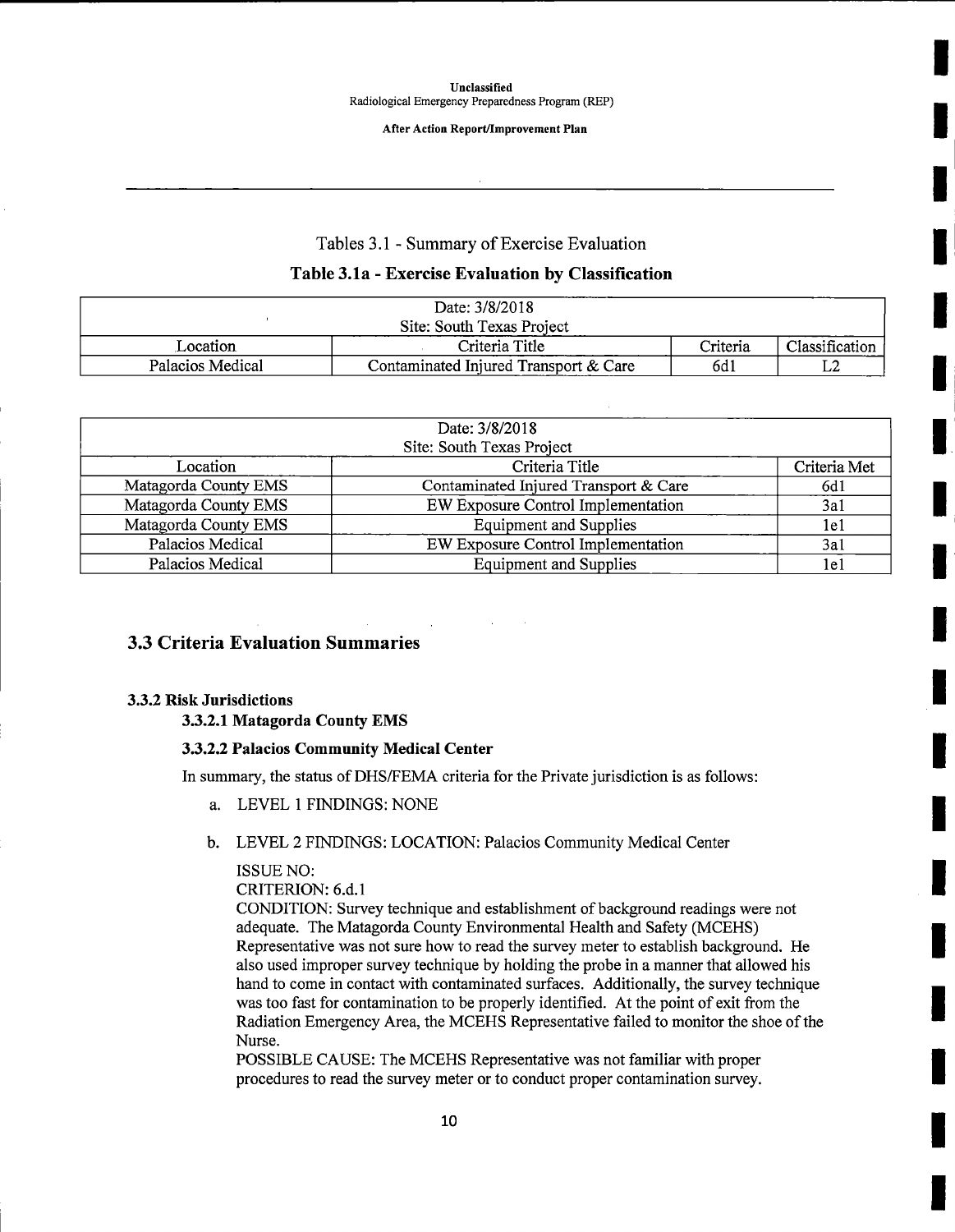Tables 3.1 - Summary of Exercise Evaluation

### Table 3.1a - Exercise Evaluation by Classification

| Date: 3/8/2018<br>Site: South Texas Project | | | |
|---|---|---|---|
| Location | Criteria Title | Criteria | Classification |
| Palacios Medical | Contaminated Injured Transport & Care | 6d1 | L2 |

| Date: 3/8/2018<br>Site: South Texas Project | | |
|---|---|---|
| Location | Criteria Title | Criteria Met |
| Matagorda County EMS | Contaminated Injured Transport & Care | 6d1 |
| Matagorda County EMS | EW Exposure Control Implementation | 3a1 |
| Matagorda County EMS | Equipment and Supplies | 1e1 |
| Palacios Medical | EW Exposure Control Implementation | 3a1 |
| Palacios Medical | Equipment and Supplies | 1e1 |

## 3.3 Criteria Evaluation Summaries

### 3.3.2 Risk Jurisdictions

#### 3.3.2.1 Matagorda County EMS

#### 3.3.2.2 Palacios Community Medical Center

In summary, the status of DHS/FEMA criteria for the Private jurisdiction is as follows:

a. LEVEL 1 FINDINGS: NONE

b. LEVEL 2 FINDINGS: LOCATION: Palacios Community Medical Center

ISSUE NO:

CRITERION: 6.d.1

CONDITION: Survey technique and establishment of background readings were not adequate. The Matagorda County Environmental Health and Safety (MCEHS) Representative was not sure how to read the survey meter to establish background. He also used improper survey technique by holding the probe in a manner that allowed his hand to come in contact with contaminated surfaces. Additionally, the survey technique was too fast for contamination to be properly identified. At the point of exit from the Radiation Emergency Area, the MCEHS Representative failed to monitor the shoe of the Nurse.

POSSIBLE CAUSE: The MCEHS Representative was not familiar with proper procedures to read the survey meter or to conduct proper contamination survey.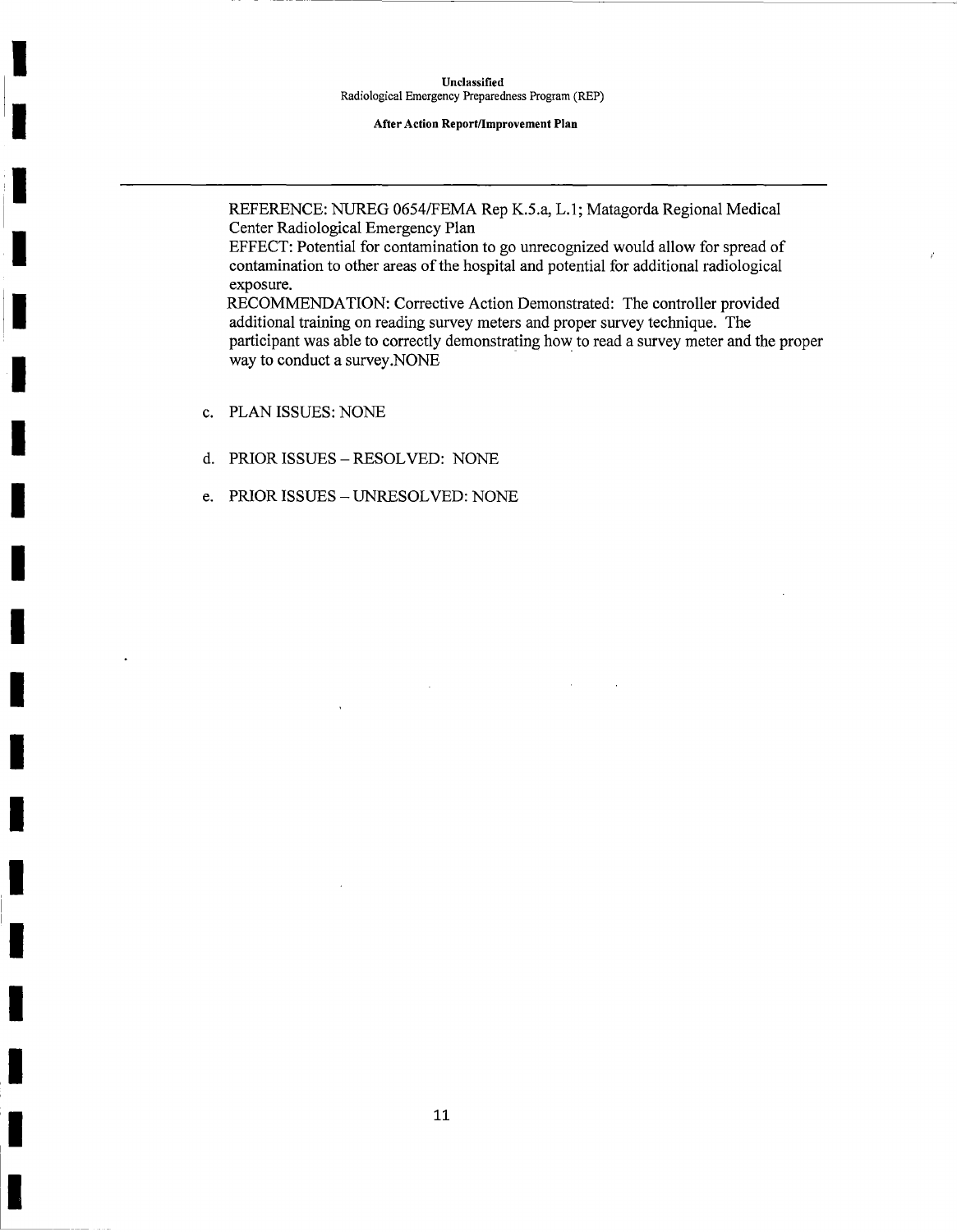REFERENCE: NUREG 0654/FEMA Rep K.5.a, L.1; Matagorda Regional Medical Center Radiological Emergency Plan

EFFECT: Potential for contamination to go unrecognized would allow for spread of contamination to other areas of the hospital and potential for additional radiological exposure.

RECOMMENDATION: Corrective Action Demonstrated: The controller provided additional training on reading survey meters and proper survey technique. The participant was able to correctly demonstrating how to read a survey meter and the proper way to conduct a survey.NONE

c. PLAN ISSUES: NONE

d. PRIOR ISSUES – RESOLVED: NONE

e. PRIOR ISSUES – UNRESOLVED: NONE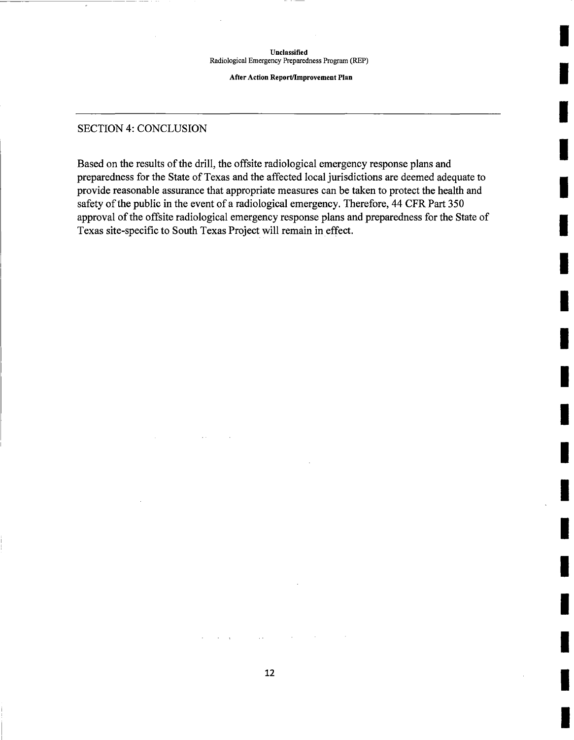## SECTION 4: CONCLUSION

Based on the results of the drill, the offsite radiological emergency response plans and preparedness for the State of Texas and the affected local jurisdictions are deemed adequate to provide reasonable assurance that appropriate measures can be taken to protect the health and safety of the public in the event of a radiological emergency. Therefore, 44 CFR Part 350 approval of the offsite radiological emergency response plans and preparedness for the State of Texas site-specific to South Texas Project will remain in effect.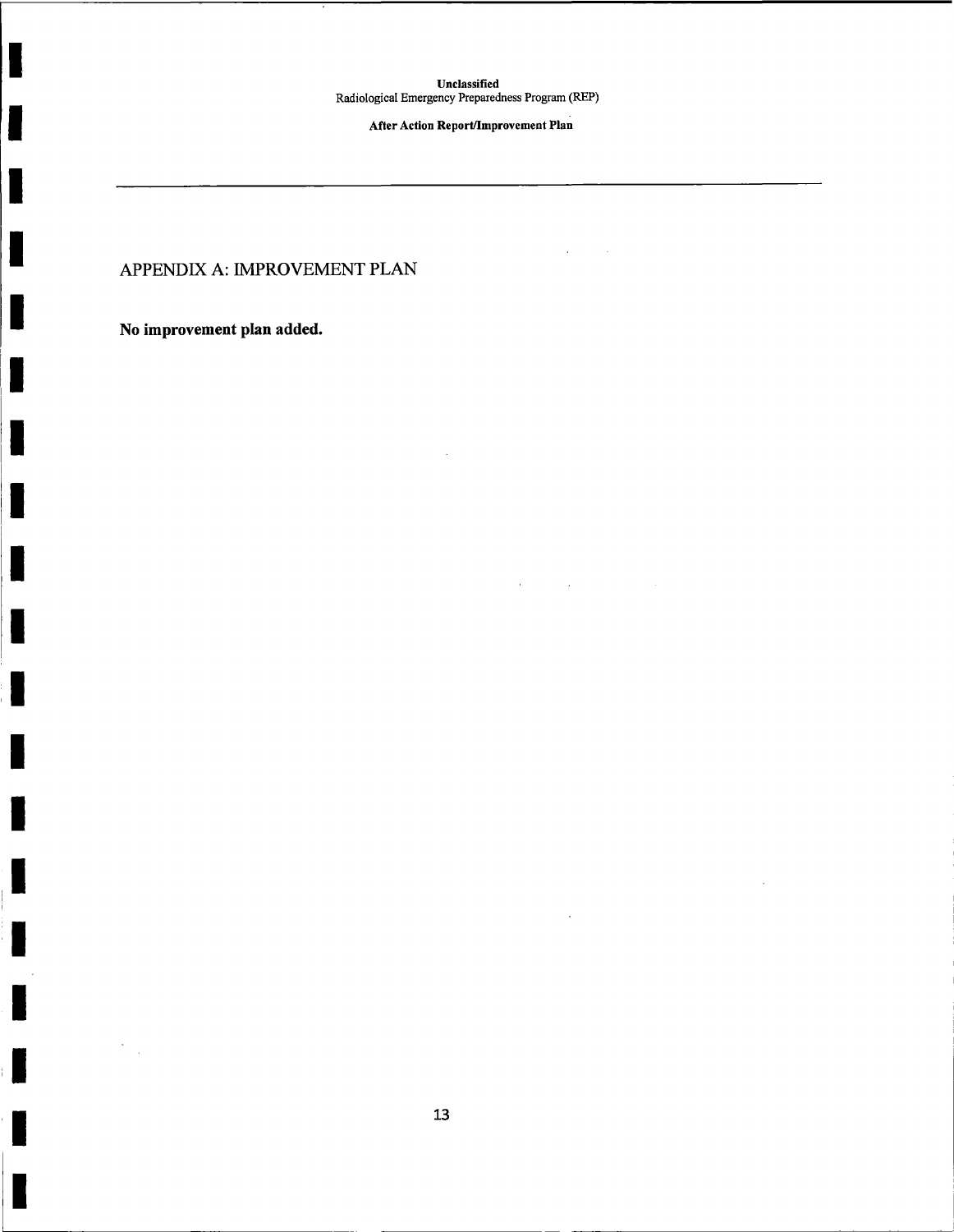## APPENDIX A: IMPROVEMENT PLAN

**No improvement plan added.**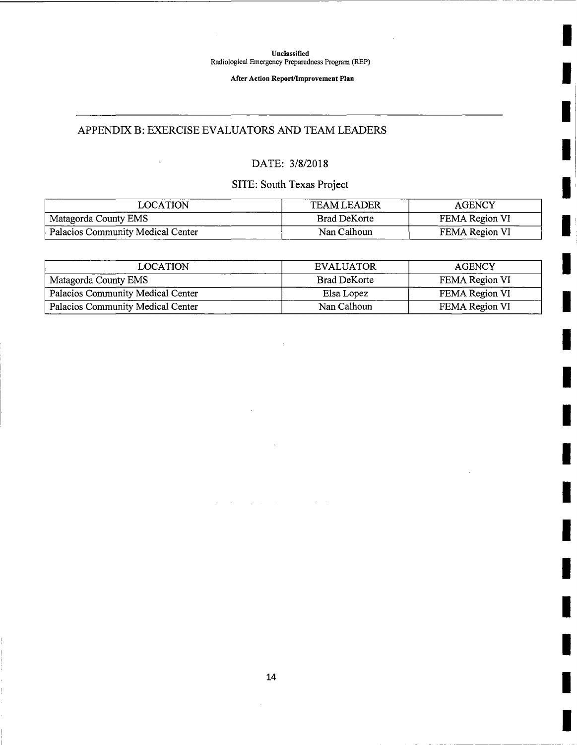## APPENDIX B: EXERCISE EVALUATORS AND TEAM LEADERS

DATE: 3/8/2018

SITE: South Texas Project

| LOCATION | TEAM LEADER | AGENCY |
|---|---|---|
| Matagorda County EMS | Brad DeKorte | FEMA Region VI |
| Palacios Community Medical Center | Nan Calhoun | FEMA Region VI |

| LOCATION | EVALUATOR | AGENCY |
|---|---|---|
| Matagorda County EMS | Brad DeKorte | FEMA Region VI |
| Palacios Community Medical Center | Elsa Lopez | FEMA Region VI |
| Palacios Community Medical Center | Nan Calhoun | FEMA Region VI |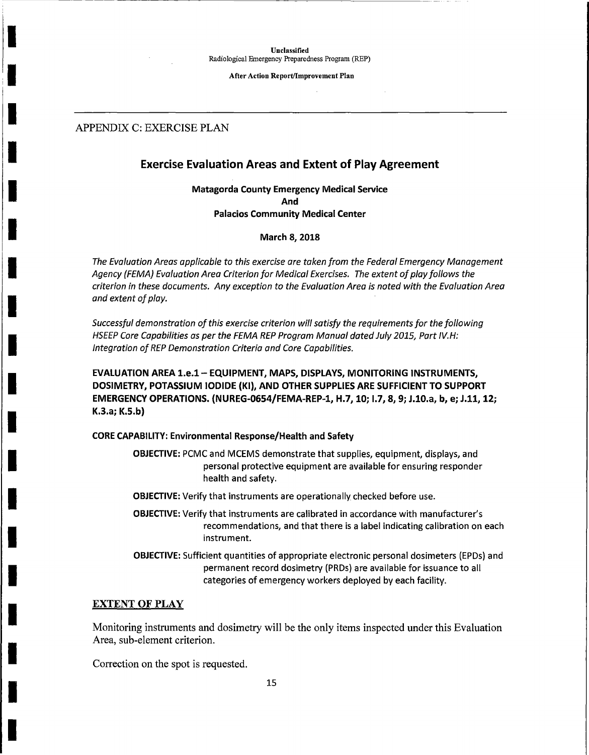## APPENDIX C: EXERCISE PLAN

# Exercise Evaluation Areas and Extent of Play Agreement

**Matagorda County Emergency Medical Service**
**And**
**Palacios Community Medical Center**

**March 8, 2018**

*The Evaluation Areas applicable to this exercise are taken from the Federal Emergency Management Agency (FEMA) Evaluation Area Criterion for Medical Exercises. The extent of play follows the criterion in these documents. Any exception to the Evaluation Area is noted with the Evaluation Area and extent of play.*

*Successful demonstration of this exercise criterion will satisfy the requirements for the following HSEEP Core Capabilities as per the FEMA REP Program Manual dated July 2015, Part IV.H: Integration of REP Demonstration Criteria and Core Capabilities.*

**EVALUATION AREA 1.e.1 – EQUIPMENT, MAPS, DISPLAYS, MONITORING INSTRUMENTS, DOSIMETRY, POTASSIUM IODIDE (KI), AND OTHER SUPPLIES ARE SUFFICIENT TO SUPPORT EMERGENCY OPERATIONS. (NUREG-0654/FEMA-REP-1, H.7, 10; I.7, 8, 9; J.10.a, b, e; J.11, 12; K.3.a; K.5.b)**

**CORE CAPABILITY: Environmental Response/Health and Safety**

**OBJECTIVE:** PCMC and MCEMS demonstrate that supplies, equipment, displays, and personal protective equipment are available for ensuring responder health and safety.

**OBJECTIVE:** Verify that instruments are operationally checked before use.

**OBJECTIVE:** Verify that instruments are calibrated in accordance with manufacturer's recommendations, and that there is a label indicating calibration on each instrument.

**OBJECTIVE:** Sufficient quantities of appropriate electronic personal dosimeters (EPDs) and permanent record dosimetry (PRDs) are available for issuance to all categories of emergency workers deployed by each facility.

**EXTENT OF PLAY**

Monitoring instruments and dosimetry will be the only items inspected under this Evaluation Area, sub-element criterion.

Correction on the spot is requested.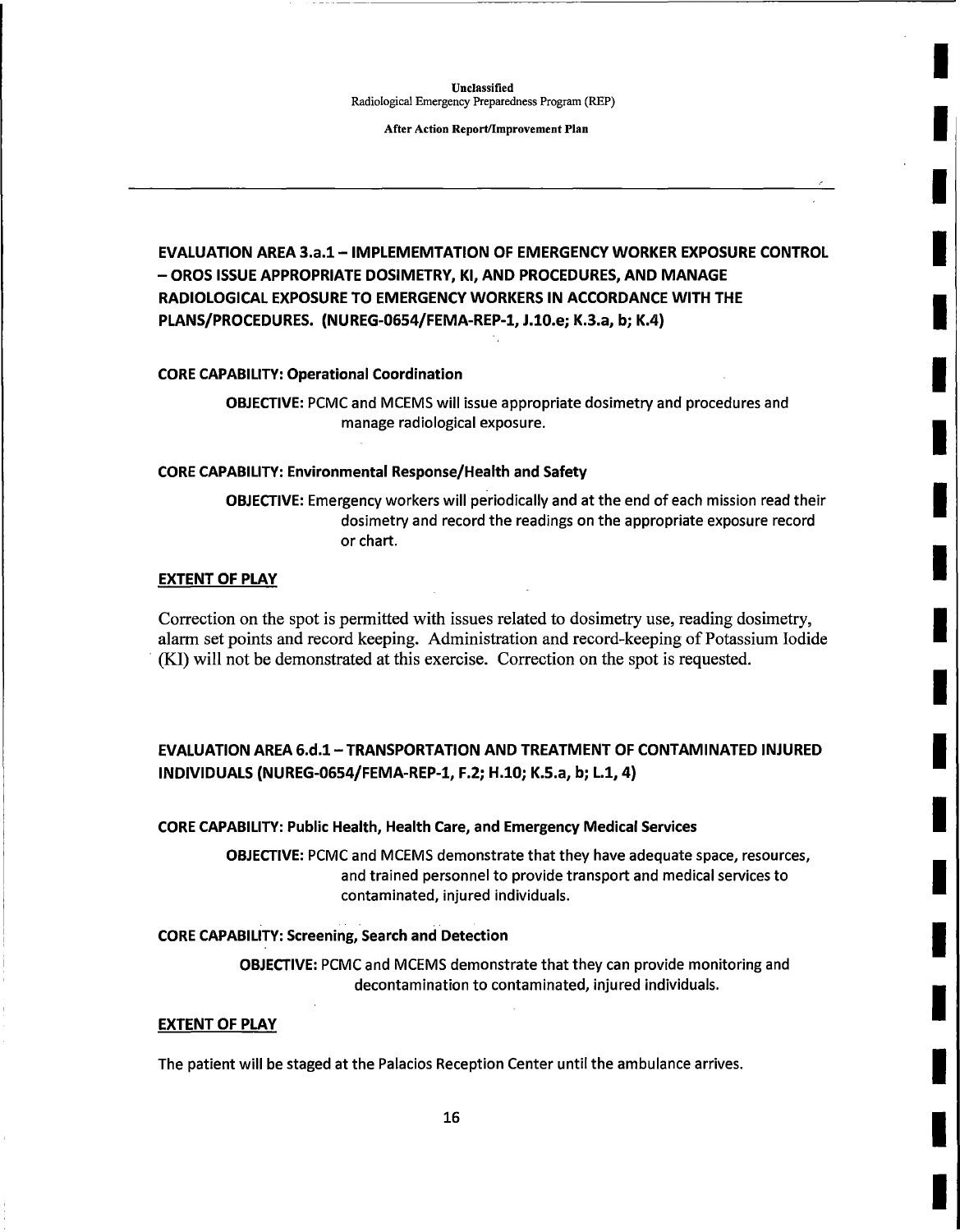## EVALUATION AREA 3.a.1 – IMPLEMEMTATION OF EMERGENCY WORKER EXPOSURE CONTROL – OROS ISSUE APPROPRIATE DOSIMETRY, KI, AND PROCEDURES, AND MANAGE RADIOLOGICAL EXPOSURE TO EMERGENCY WORKERS IN ACCORDANCE WITH THE PLANS/PROCEDURES. (NUREG-0654/FEMA-REP-1, J.10.e; K.3.a, b; K.4)

**CORE CAPABILITY: Operational Coordination**

> **OBJECTIVE:** PCMC and MCEMS will issue appropriate dosimetry and procedures and manage radiological exposure.

**CORE CAPABILITY: Environmental Response/Health and Safety**

> **OBJECTIVE:** Emergency workers will periodically and at the end of each mission read their dosimetry and record the readings on the appropriate exposure record or chart.

**EXTENT OF PLAY**

Correction on the spot is permitted with issues related to dosimetry use, reading dosimetry, alarm set points and record keeping. Administration and record-keeping of Potassium Iodide (KI) will not be demonstrated at this exercise. Correction on the spot is requested.

## EVALUATION AREA 6.d.1 – TRANSPORTATION AND TREATMENT OF CONTAMINATED INJURED INDIVIDUALS (NUREG-0654/FEMA-REP-1, F.2; H.10; K.5.a, b; L.1, 4)

**CORE CAPABILITY: Public Health, Health Care, and Emergency Medical Services**

> **OBJECTIVE:** PCMC and MCEMS demonstrate that they have adequate space, resources, and trained personnel to provide transport and medical services to contaminated, injured individuals.

**CORE CAPABILITY: Screening, Search and Detection**

> **OBJECTIVE:** PCMC and MCEMS demonstrate that they can provide monitoring and decontamination to contaminated, injured individuals.

**EXTENT OF PLAY**

The patient will be staged at the Palacios Reception Center until the ambulance arrives.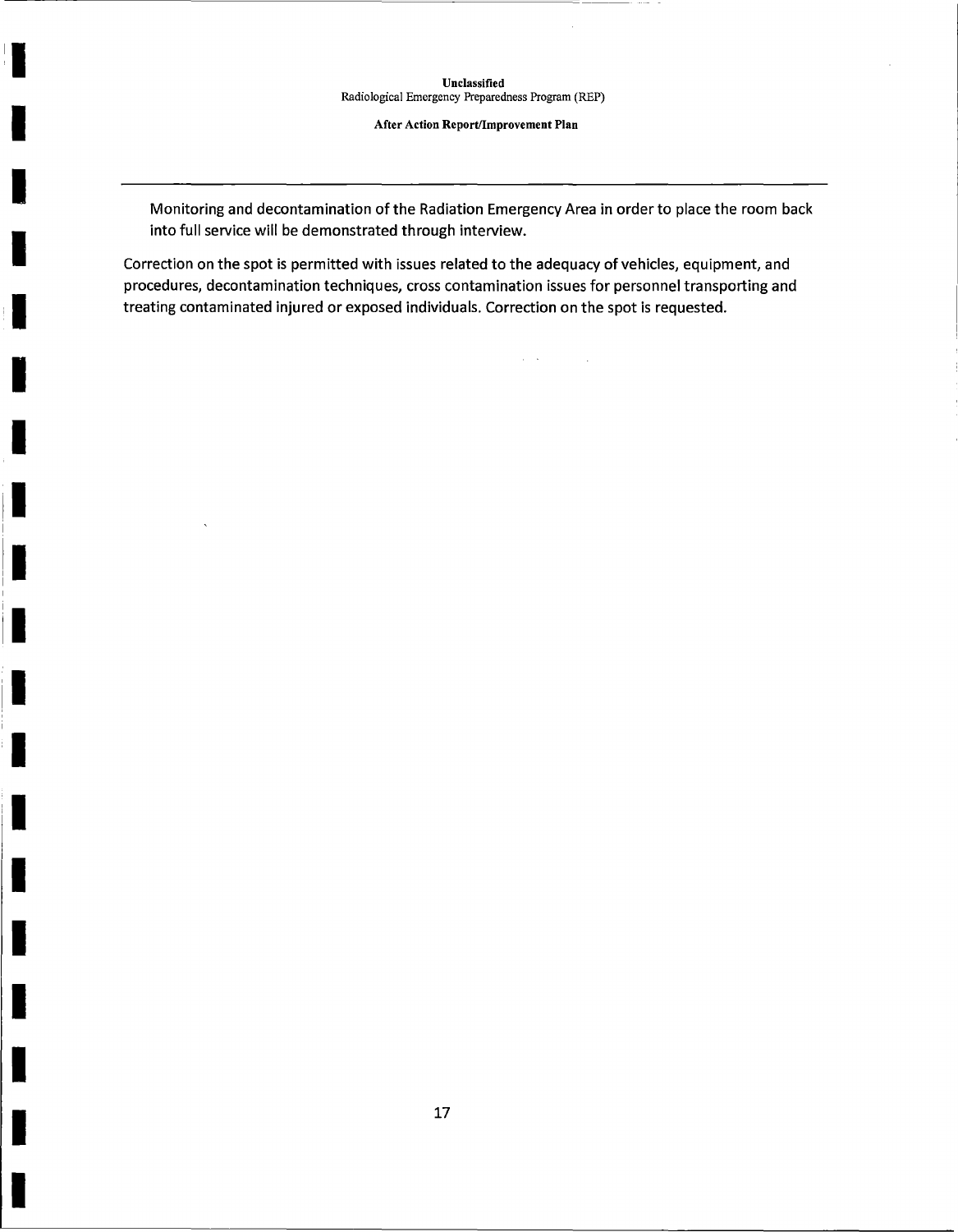Monitoring and decontamination of the Radiation Emergency Area in order to place the room back into full service will be demonstrated through interview.

Correction on the spot is permitted with issues related to the adequacy of vehicles, equipment, and procedures, decontamination techniques, cross contamination issues for personnel transporting and treating contaminated injured or exposed individuals. Correction on the spot is requested.